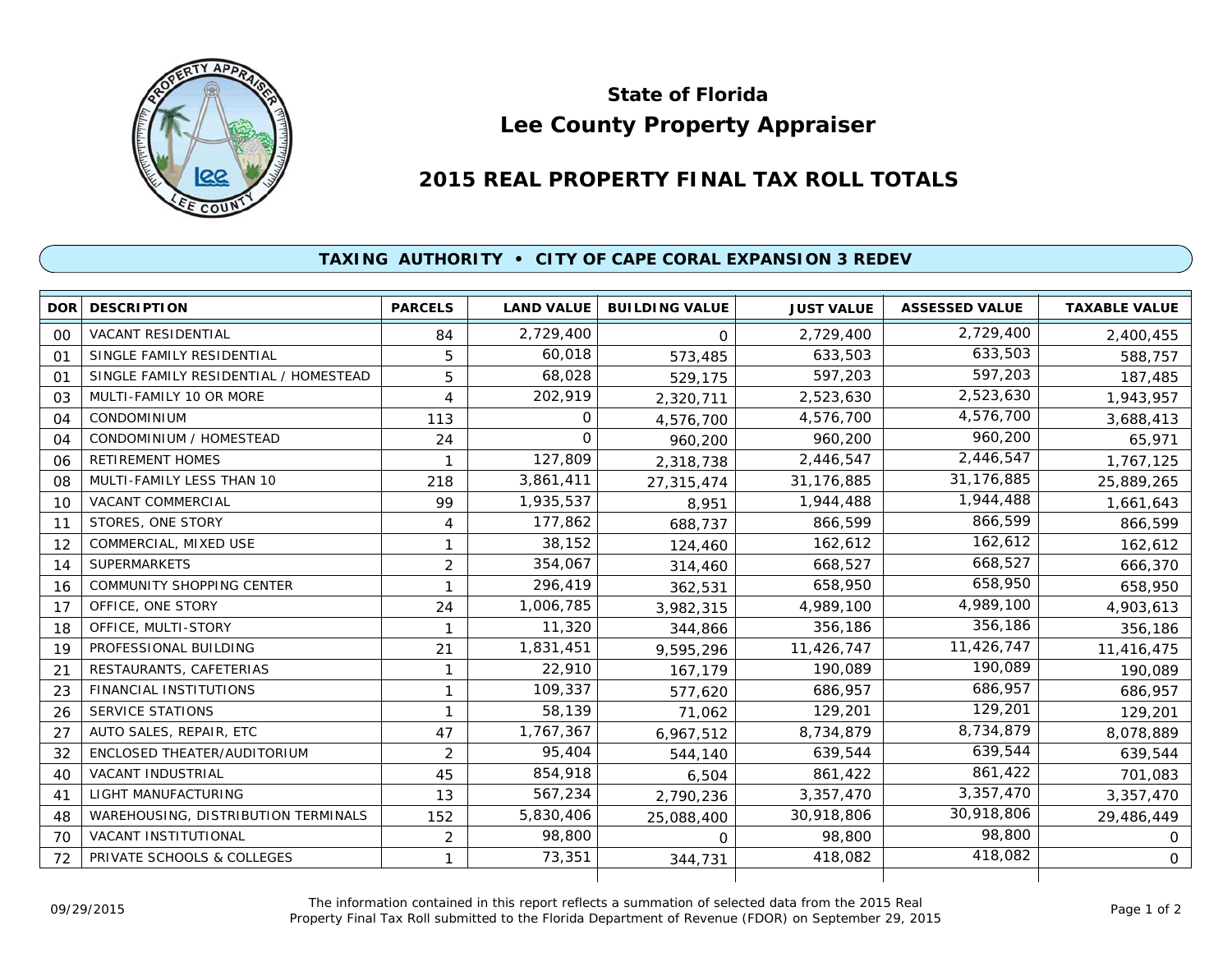# State of Florida
# Lee County Property Appraiser

## 2015 REAL PROPERTY FINAL TAX ROLL TOTALS

### TAXING AUTHORITY • CITY OF CAPE CORAL EXPANSION 3 REDEV

| DOR | DESCRIPTION | PARCELS | LAND VALUE | BUILDING VALUE | JUST VALUE | ASSESSED VALUE | TAXABLE VALUE |
|---|---|---|---|---|---|---|---|
| 00 | VACANT RESIDENTIAL | 84 | 2,729,400 | 0 | 2,729,400 | 2,729,400 | 2,400,455 |
| 01 | SINGLE FAMILY RESIDENTIAL | 5 | 60,018 | 573,485 | 633,503 | 633,503 | 588,757 |
| 01 | SINGLE FAMILY RESIDENTIAL / HOMESTEAD | 5 | 68,028 | 529,175 | 597,203 | 597,203 | 187,485 |
| 03 | MULTI-FAMILY 10 OR MORE | 4 | 202,919 | 2,320,711 | 2,523,630 | 2,523,630 | 1,943,957 |
| 04 | CONDOMINIUM | 113 | 0 | 4,576,700 | 4,576,700 | 4,576,700 | 3,688,413 |
| 04 | CONDOMINIUM / HOMESTEAD | 24 | 0 | 960,200 | 960,200 | 960,200 | 65,971 |
| 06 | RETIREMENT HOMES | 1 | 127,809 | 2,318,738 | 2,446,547 | 2,446,547 | 1,767,125 |
| 08 | MULTI-FAMILY LESS THAN 10 | 218 | 3,861,411 | 27,315,474 | 31,176,885 | 31,176,885 | 25,889,265 |
| 10 | VACANT COMMERCIAL | 99 | 1,935,537 | 8,951 | 1,944,488 | 1,944,488 | 1,661,643 |
| 11 | STORES, ONE STORY | 4 | 177,862 | 688,737 | 866,599 | 866,599 | 866,599 |
| 12 | COMMERCIAL, MIXED USE | 1 | 38,152 | 124,460 | 162,612 | 162,612 | 162,612 |
| 14 | SUPERMARKETS | 2 | 354,067 | 314,460 | 668,527 | 668,527 | 666,370 |
| 16 | COMMUNITY SHOPPING CENTER | 1 | 296,419 | 362,531 | 658,950 | 658,950 | 658,950 |
| 17 | OFFICE, ONE STORY | 24 | 1,006,785 | 3,982,315 | 4,989,100 | 4,989,100 | 4,903,613 |
| 18 | OFFICE, MULTI-STORY | 1 | 11,320 | 344,866 | 356,186 | 356,186 | 356,186 |
| 19 | PROFESSIONAL BUILDING | 21 | 1,831,451 | 9,595,296 | 11,426,747 | 11,426,747 | 11,416,475 |
| 21 | RESTAURANTS, CAFETERIAS | 1 | 22,910 | 167,179 | 190,089 | 190,089 | 190,089 |
| 23 | FINANCIAL INSTITUTIONS | 1 | 109,337 | 577,620 | 686,957 | 686,957 | 686,957 |
| 26 | SERVICE STATIONS | 1 | 58,139 | 71,062 | 129,201 | 129,201 | 129,201 |
| 27 | AUTO SALES, REPAIR, ETC | 47 | 1,767,367 | 6,967,512 | 8,734,879 | 8,734,879 | 8,078,889 |
| 32 | ENCLOSED THEATER/AUDITORIUM | 2 | 95,404 | 544,140 | 639,544 | 639,544 | 639,544 |
| 40 | VACANT INDUSTRIAL | 45 | 854,918 | 6,504 | 861,422 | 861,422 | 701,083 |
| 41 | LIGHT MANUFACTURING | 13 | 567,234 | 2,790,236 | 3,357,470 | 3,357,470 | 3,357,470 |
| 48 | WAREHOUSING, DISTRIBUTION TERMINALS | 152 | 5,830,406 | 25,088,400 | 30,918,806 | 30,918,806 | 29,486,449 |
| 70 | VACANT INSTITUTIONAL | 2 | 98,800 | 0 | 98,800 | 98,800 | 0 |
| 72 | PRIVATE SCHOOLS & COLLEGES | 1 | 73,351 | 344,731 | 418,082 | 418,082 | 0 |

09/29/2015

The information contained in this report reflects a summation of selected data from the 2015 Real Property Final Tax Roll submitted to the Florida Department of Revenue (FDOR) on September 29, 2015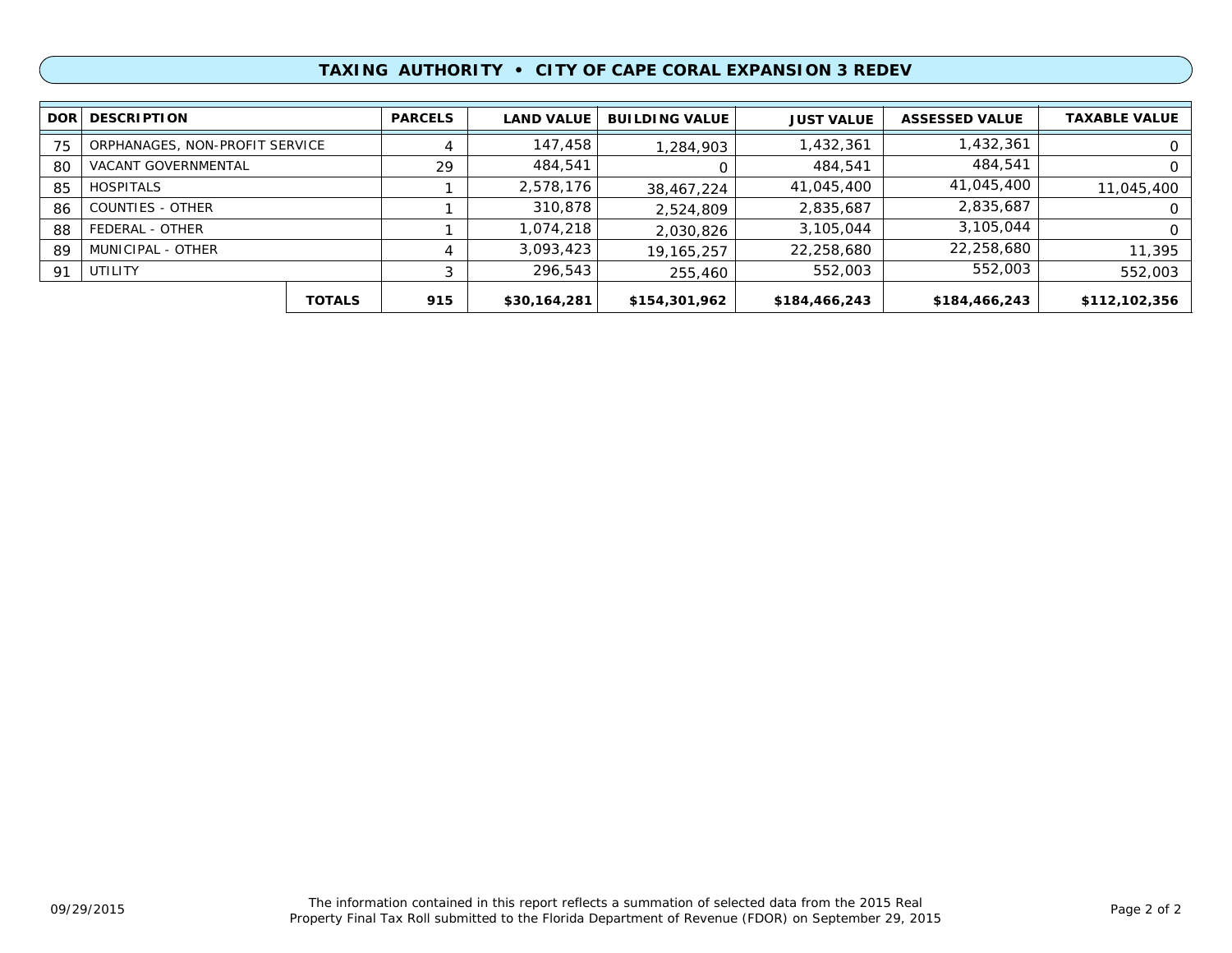## TAXING AUTHORITY • CITY OF CAPE CORAL EXPANSION 3 REDEV

| DOR | DESCRIPTION | PARCELS | LAND VALUE | BUILDING VALUE | JUST VALUE | ASSESSED VALUE | TAXABLE VALUE |
|---|---|---|---|---|---|---|---|
| 75 | ORPHANAGES, NON-PROFIT SERVICE | 4 | 147,458 | 1,284,903 | 1,432,361 | 1,432,361 | 0 |
| 80 | VACANT GOVERNMENTAL | 29 | 484,541 | 0 | 484,541 | 484,541 | 0 |
| 85 | HOSPITALS | 1 | 2,578,176 | 38,467,224 | 41,045,400 | 41,045,400 | 11,045,400 |
| 86 | COUNTIES - OTHER | 1 | 310,878 | 2,524,809 | 2,835,687 | 2,835,687 | 0 |
| 88 | FEDERAL - OTHER | 1 | 1,074,218 | 2,030,826 | 3,105,044 | 3,105,044 | 0 |
| 89 | MUNICIPAL - OTHER | 4 | 3,093,423 | 19,165,257 | 22,258,680 | 22,258,680 | 11,395 |
| 91 | UTILITY | 3 | 296,543 | 255,460 | 552,003 | 552,003 | 552,003 |
| | **TOTALS** | **915** | **$30,164,281** | **$154,301,962** | **$184,466,243** | **$184,466,243** | **$112,102,356** |

09/29/2015

The information contained in this report reflects a summation of selected data from the 2015 Real Property Final Tax Roll submitted to the Florida Department of Revenue (FDOR) on September 29, 2015